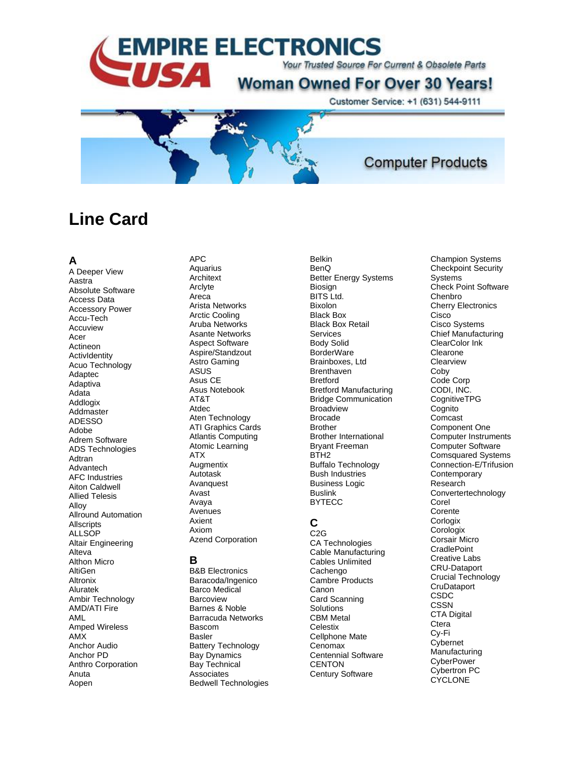# EMPIRE ELECTRONICS USA

*Your Trusted Source For Current & Obsolete Parts*

**Woman Owned For Over 30 Years!**

Customer Service: +1 (631) 544-9111

Computer Products

# Line Card

## A

A Deeper View
Aastra
Absolute Software
Access Data
Accessory Power
Accu-Tech
Accuview
Acer
Actineon
ActivIdentity
Acuo Technology
Adaptec
Adaptiva
Adata
Addlogix
Addmaster
ADESSO
Adobe
Adrem Software
ADS Technologies
Adtran
Advantech
AFC Industries
Aiton Caldwell
Allied Telesis
Alloy
Allround Automation
Allscripts
ALLSOP
Altair Engineering
Alteva
Althon Micro
AltiGen
Altronix
Aluratek
Ambir Technology
AMD/ATI Fire
AML
Amped Wireless
AMX
Anchor Audio
Anchor PD
Anthro Corporation
Anuta
Aopen
APC
Aquarius
Architext
Arclyte
Areca
Arista Networks
Arctic Cooling
Aruba Networks
Asante Networks
Aspect Software
Aspire/Standzout
Astro Gaming
ASUS
Asus CE
Asus Notebook
AT&T
Atdec
Aten Technology
ATI Graphics Cards
Atlantis Computing
Atomic Learning
ATX
Augmentix
Autotask
Avanquest
Avast
Avaya
Avenues
Axient
Axiom
Azend Corporation

## B

B&B Electronics
Baracoda/Ingenico
Barco Medical
Barcoview
Barnes & Noble
Barracuda Networks
Bascom
Basler
Battery Technology
Bay Dynamics
Bay Technical Associates
Bedwell Technologies
Belkin
BenQ
Better Energy Systems
Biosign
BITS Ltd.
Bixolon
Black Box
Black Box Retail Services
Body Solid
BorderWare
Brainboxes, Ltd
Brenthaven
Bretford
Bretford Manufacturing
Bridge Communication
Broadview
Brocade
Brother
Brother International
Bryant Freeman
BTH2
Buffalo Technology
Bush Industries
Business Logic
Buslink
BYTECC

## C

C2G
CA Technologies
Cable Manufacturing
Cables Unlimited
Cachengo
Cambre Products
Canon
Card Scanning Solutions
CBM Metal
Celestix
Cellphone Mate
Cenomax
Centennial Software
CENTON
Century Software
Champion Systems
Checkpoint Security Systems
Check Point Software
Chenbro
Cherry Electronics
Cisco
Cisco Systems
Chief Manufacturing
ClearColor Ink
Clearone
Clearview
Coby
Code Corp
CODI, INC.
CognitiveTPG
Cognito
Comcast
Component One
Computer Instruments
Computer Software
Comsquared Systems
Connection-E/Trifusion
Contemporary Research
Convertertechnology
Corel
Corente
Corlogix
Corologix
Corsair Micro
CradlePoint
Creative Labs
CRU-Dataport
Crucial Technology
CruDataport
CSDC
CSSN
CTA Digital
Ctera
Cy-Fi
Cybernet Manufacturing
CyberPower
Cybertron PC
CYCLONE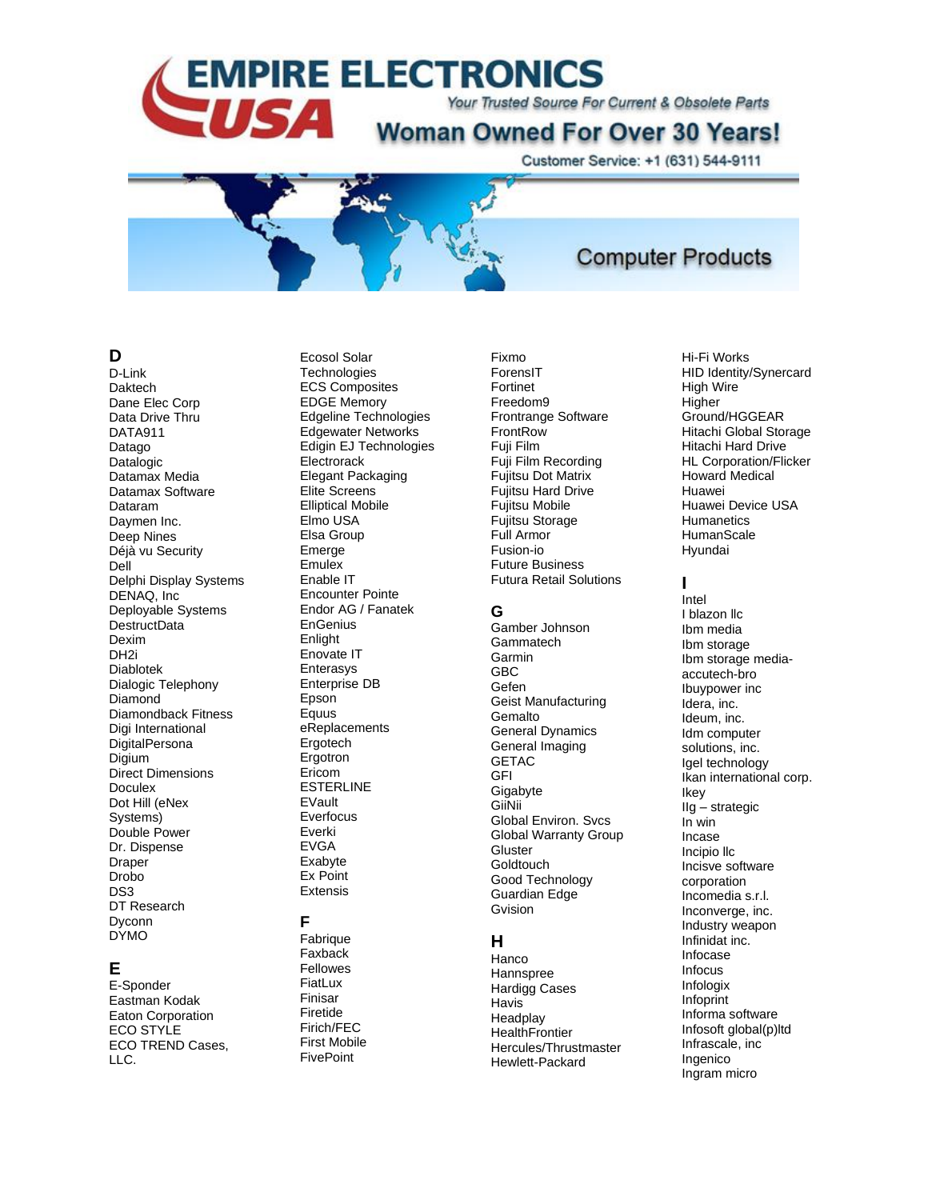# EMPIRE ELECTRONICS USA

*Your Trusted Source For Current & Obsolete Parts*

**Woman Owned For Over 30 Years!**

Customer Service: +1 (631) 544-9111

## Computer Products

### D

D-Link
Daktech
Dane Elec Corp
Data Drive Thru
DATA911
Datago
Datalogic
Datamax Media
Datamax Software
Dataram
Daymen Inc.
Deep Nines
Déjà vu Security
Dell
Delphi Display Systems
DENAQ, Inc
Deployable Systems
DestructData
Dexim
DH2i
Diablotek
Dialogic Telephony
Diamond
Diamondback Fitness
Digi International
DigitalPersona
Digium
Direct Dimensions
Doculex
Dot Hill (eNex Systems)
Double Power
Dr. Dispense
Draper
Drobo
DS3
DT Research
Dyconn
DYMO

### E

E-Sponder
Eastman Kodak
Eaton Corporation
ECO STYLE
ECO TREND Cases, LLC.
Ecosol Solar Technologies
ECS Composites
EDGE Memory
Edgeline Technologies
Edgewater Networks
Edigin EJ Technologies
Electrorack
Elegant Packaging
Elite Screens
Elliptical Mobile
Elmo USA
Elsa Group
Emerge
Emulex
Enable IT
Encounter Pointe
Endor AG / Fanatek
EnGenius
Enlight
Enovate IT
Enterasys
Enterprise DB
Epson
Equus
eReplacements
Ergotech
Ergotron
Ericom
ESTERLINE
EVault
Everfocus
Everki
EVGA
Exabyte
Ex Point
Extensis

### F

Fabrique
Faxback
Fellowes
FiatLux
Finisar
Firetide
Firich/FEC
First Mobile
FivePoint
Fixmo
ForensIT
Fortinet
Freedom9
Frontrange Software
FrontRow
Fuji Film
Fuji Film Recording
Fujitsu Dot Matrix
Fujitsu Hard Drive
Fujitsu Mobile
Fujitsu Storage
Full Armor
Fusion-io
Future Business
Futura Retail Solutions

### G

Gamber Johnson
Gammatech
Garmin
GBC
Gefen
Geist Manufacturing
Gemalto
General Dynamics
General Imaging
GETAC
GFI
Gigabyte
GiiNii
Global Environ. Svcs
Global Warranty Group
Gluster
Goldtouch
Good Technology
Guardian Edge
Gvision

### H

Hanco
Hannspree
Hardigg Cases
Havis
Headplay
HealthFrontier
Hercules/Thrustmaster
Hewlett-Packard
Hi-Fi Works
HID Identity/Synercard
High Wire
Higher Ground/HGGEAR
Hitachi Global Storage
Hitachi Hard Drive
HL Corporation/Flicker
Howard Medical
Huawei
Huawei Device USA
Humanetics
HumanScale
Hyundai

### I

Intel
I blazon llc
Ibm media
Ibm storage
Ibm storage media-accutech-bro
Ibuypower inc
Idera, inc.
Ideum, inc.
Idm computer solutions, inc.
Igel technology
Ikan international corp.
Ikey
Ilg – strategic
In win
Incase
Incipio llc
Incisve software corporation
Incomedia s.r.l.
Inconverge, inc.
Industry weapon
Infinidat inc.
Infocase
Infocus
Infologix
Infoprint
Informa software
Infosoft global(p)ltd
Infrascale, inc
Ingenico
Ingram micro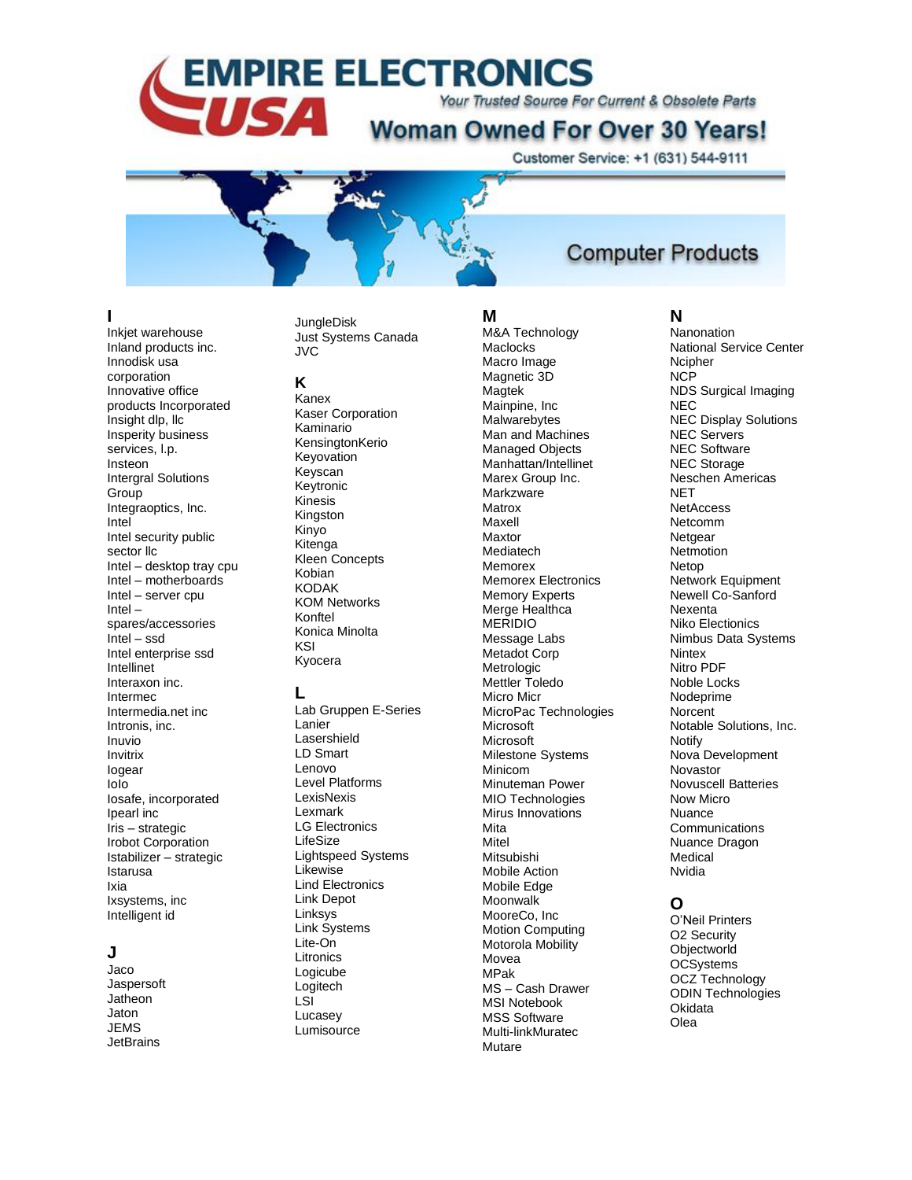# EMPIRE ELECTRONICS USA

*Your Trusted Source For Current & Obsolete Parts*

**Woman Owned For Over 30 Years!**

Customer Service: +1 (631) 544-9111

## Computer Products

### I

Inkjet warehouse
Inland products inc.
Innodisk usa corporation
Innovative office products Incorporated
Insight dlp, llc
Insperity business services, l.p.
Insteon
Intergral Solutions Group
Integraoptics, Inc.
Intel
Intel security public sector llc
Intel – desktop tray cpu
Intel – motherboards
Intel – server cpu
Intel – spares/accessories
Intel – ssd
Intel enterprise ssd
Intellinet
Interaxon inc.
Intermec
Intermedia.net inc
Intronis, inc.
Inuvio
Invitrix
Iogear
IoIo
Iosafe, incorporated
Ipearl inc
Iris – strategic
Irobot Corporation
Istabilizer – strategic
Istarusa
Ixia
Ixsystems, inc
Intelligent id

### J

Jaco
Jaspersoft
Jatheon
Jaton
JEMS
JetBrains
JungleDisk
Just Systems Canada
JVC

### K

Kanex
Kaser Corporation
Kaminario
KensingtonKerio
Keyovation
Keyscan
Keytronic
Kinesis
Kingston
Kinyo
Kitenga
Kleen Concepts
Kobian
KODAK
KOM Networks
Konftel
Konica Minolta
KSI
Kyocera

### L

Lab Gruppen E-Series
Lanier
Lasershield
LD Smart
Lenovo
Level Platforms
LexisNexis
Lexmark
LG Electronics
LifeSize
Lightspeed Systems
Likewise
Lind Electronics
Link Depot
Linksys
Link Systems
Lite-On
Litronics
Logicube
Logitech
LSI
Lucasey
Lumisource

### M

M&A Technology
Maclocks
Macro Image
Magnetic 3D
Magtek
Mainpine, Inc
Malwarebytes
Man and Machines
Managed Objects
Manhattan/Intellinet
Marex Group Inc.
Markzware
Matrox
Maxell
Maxtor
Mediatech
Memorex
Memorex Electronics
Memory Experts
Merge Healthca
MERIDIO
Message Labs
Metadot Corp
Metrologic
Mettler Toledo
Micro Micr
MicroPac Technologies
Microsoft
Microsoft
Milestone Systems
Minicom
Minuteman Power
MIO Technologies
Mirus Innovations
Mita
Mitel
Mitsubishi
Mobile Action
Mobile Edge
Moonwalk
MooreCo, Inc
Motion Computing
Motorola Mobility
Movea
MPak
MS – Cash Drawer
MSI Notebook
MSS Software
Multi-linkMuratec
Mutare

### N

Nanonation
National Service Center
Ncipher
NCP
NDS Surgical Imaging
NEC
NEC Display Solutions
NEC Servers
NEC Software
NEC Storage
Neschen Americas
NET
NetAccess
Netcomm
Netgear
Netmotion
Netop
Network Equipment
Newell Co-Sanford
Nexenta
Niko Electionics
Nimbus Data Systems
Nintex
Nitro PDF
Noble Locks
Nodeprime
Norcent
Notable Solutions, Inc.
Notify
Nova Development
Novastor
Novuscell Batteries
Now Micro
Nuance Communications
Nuance Dragon Medical
Nvidia

### O

O'Neil Printers
O2 Security
Objectworld
OCSystems
OCZ Technology
ODIN Technologies
Okidata
Olea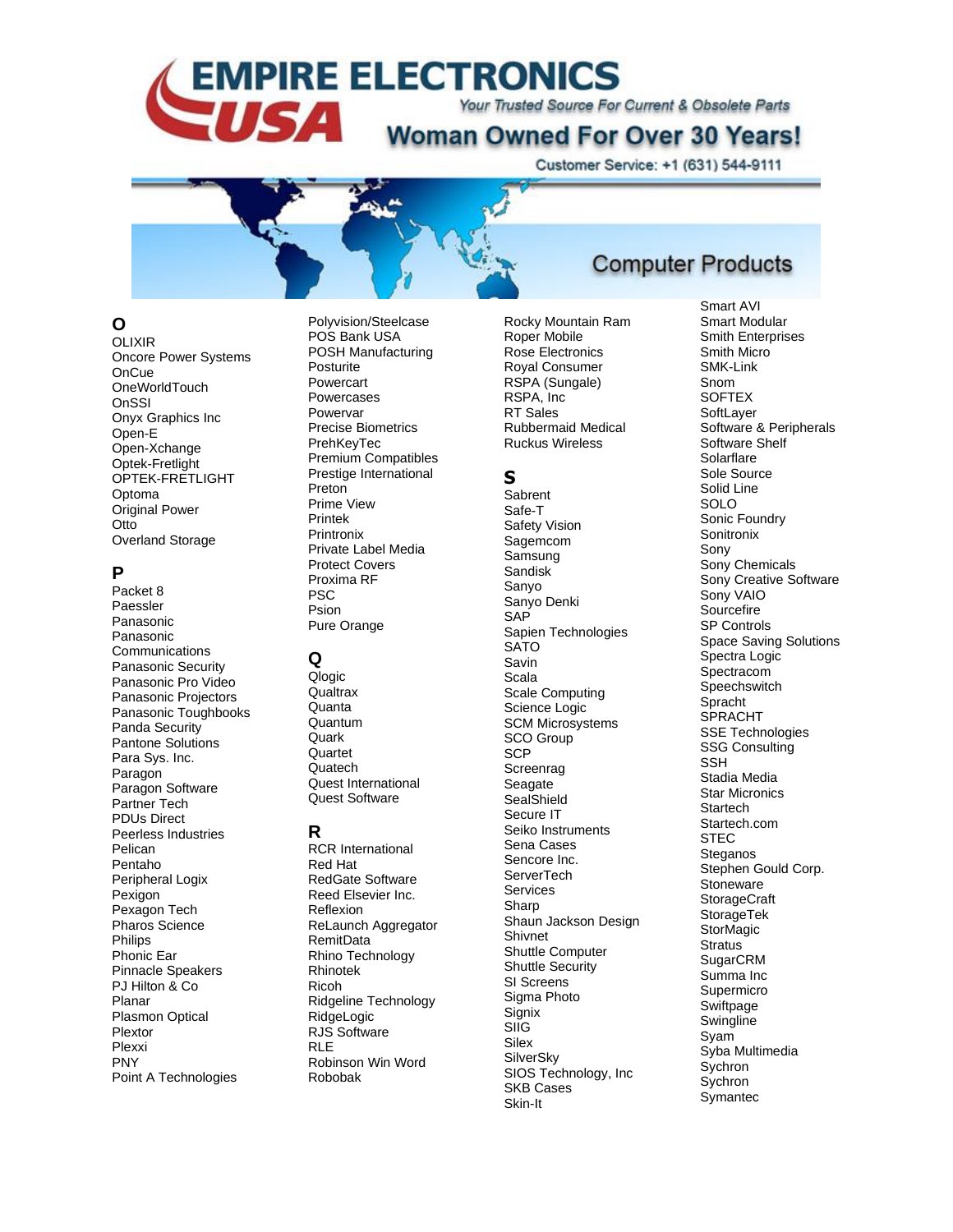# EMPIRE ELECTRONICS USA

*Your Trusted Source For Current & Obsolete Parts*

**Woman Owned For Over 30 Years!**

Customer Service: +1 (631) 544-9111

## Computer Products

### O

OLIXIR
Oncore Power Systems
OnCue
OneWorldTouch
OnSSI
Onyx Graphics Inc
Open-E
Open-Xchange
Optek-Fretlight
OPTEK-FRETLIGHT
Optoma
Original Power
Otto
Overland Storage

### P

Packet 8
Paessler
Panasonic
Panasonic Communications
Panasonic Security
Panasonic Pro Video
Panasonic Projectors
Panasonic Toughbooks
Panda Security
Pantone Solutions
Para Sys. Inc.
Paragon
Paragon Software
Partner Tech
PDUs Direct
Peerless Industries
Pelican
Pentaho
Peripheral Logix
Pexigon
Pexagon Tech
Pharos Science
Philips
Phonic Ear
Pinnacle Speakers
PJ Hilton & Co
Planar
Plasmon Optical
Plextor
Plexxi
PNY
Point A Technologies
Polyvision/Steelcase
POS Bank USA
POSH Manufacturing
Posturite
Powercart
Powercases
Powervar
Precise Biometrics
PrehKeyTec
Premium Compatibles
Prestige International
Preton
Prime View
Printek
Printronix
Private Label Media
Protect Covers
Proxima RF
PSC
Psion
Pure Orange

### Q

Qlogic
Qualtrax
Quanta
Quantum
Quark
Quartet
Quatech
Quest International
Quest Software

### R

RCR International
Red Hat
RedGate Software
Reed Elsevier Inc.
Reflexion
ReLaunch Aggregator
RemitData
Rhino Technology
Rhinotek
Ricoh
Ridgeline Technology
RidgeLogic
RJS Software
RLE
Robinson Win Word
Robobak
Rocky Mountain Ram
Roper Mobile
Rose Electronics
Royal Consumer
RSPA (Sungale)
RSPA, Inc
RT Sales
Rubbermaid Medical
Ruckus Wireless

### S

Sabrent
Safe-T
Safety Vision
Sagemcom
Samsung
Sandisk
Sanyo
Sanyo Denki
SAP
Sapien Technologies
SATO
Savin
Scala
Scale Computing
Science Logic
SCM Microsystems
SCO Group
SCP
Screenrag
Seagate
SealShield
Secure IT
Seiko Instruments
Sena Cases
Sencore Inc.
ServerTech
Services
Sharp
Shaun Jackson Design
Shivnet
Shuttle Computer
Shuttle Security
SI Screens
Sigma Photo
Signix
SIIG
Silex
SilverSky
SIOS Technology, Inc
SKB Cases
Skin-It
Smart AVI
Smart Modular
Smith Enterprises
Smith Micro
SMK-Link
Snom
SOFTEX
SoftLayer
Software & Peripherals
Software Shelf
Solarflare
Sole Source
Solid Line
SOLO
Sonic Foundry
Sonitronix
Sony
Sony Chemicals
Sony Creative Software
Sony VAIO
Sourcefire
SP Controls
Space Saving Solutions
Spectra Logic
Spectracom
Speechswitch
Spracht
SPRACHT
SSE Technologies
SSG Consulting
SSH
Stadia Media
Star Micronics
Startech
Startech.com
STEC
Steganos
Stephen Gould Corp.
Stoneware
StorageCraft
StorageTek
StorMagic
Stratus
SugarCRM
Summa Inc
Supermicro
Swiftpage
Swingline
Syam
Syba Multimedia
Sychron
Sychron
Symantec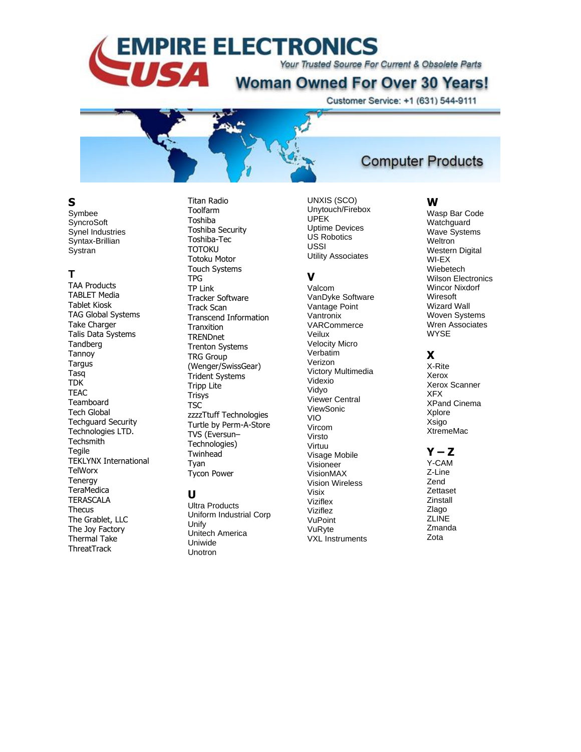# EMPIRE ELECTRONICS USA

*Your Trusted Source For Current & Obsolete Parts*

**Woman Owned For Over 30 Years!**

Customer Service: +1 (631) 544-9111

## Computer Products

### S
Symbee
SyncroSoft
Synel Industries
Syntax-Brillian
Systran

### T
TAA Products
TABLET Media
Tablet Kiosk
TAG Global Systems
Take Charger
Talis Data Systems
Tandberg
Tannoy
Targus
Tasq
TDK
TEAC
Teamboard
Tech Global
Techguard Security
Technologies LTD.
Techsmith
Tegile
TEKLYNX International
TelWorx
Tenergy
TeraMedica
TERASCALA
Thecus
The Grablet, LLC
The Joy Factory
Thermal Take
ThreatTrack
Titan Radio
Toolfarm
Toshiba
Toshiba Security
Toshiba-Tec
TOTOKU
Totoku Motor
Touch Systems
TPG
TP Link
Tracker Software
Track Scan
Transcend Information
Tranxition
TRENDnet
Trenton Systems
TRG Group
(Wenger/SwissGear)
Trident Systems
Tripp Lite
Trisys
TSC
zzzzTtuff Technologies
Turtle by Perm-A-Store
TVS (Eversun–
Technologies)
Twinhead
Tyan
Tycon Power

### U
Ultra Products
Uniform Industrial Corp
Unify
Unitech America
Uniwide
Unotron
UNXIS (SCO)
Unytouch/Firebox
UPEK
Uptime Devices
US Robotics
USSI
Utility Associates

### V
Valcom
VanDyke Software
Vantage Point
Vantronix
VARCommerce
Veilux
Velocity Micro
Verbatim
Verizon
Victory Multimedia
Videxio
Vidyo
Viewer Central
ViewSonic
VIO
Vircom
Virsto
Virtuu
Visage Mobile
Visioneer
VisionMAX
Vision Wireless
Visix
Viziflex
Viziflez
VuPoint
VuRyte
VXL Instruments

### W
Wasp Bar Code
Watchguard
Wave Systems
Weltron
Western Digital
WI-EX
Wiebetech
Wilson Electronics
Wincor Nixdorf
Wiresoft
Wizard Wall
Woven Systems
Wren Associates
WYSE

### X
X-Rite
Xerox
Xerox Scanner
XFX
XPand Cinema
Xplore
Xsigo
XtremeMac

### Y – Z
Y-CAM
Z-Line
Zend
Zettaset
Zinstall
Zlago
ZLINE
Zmanda
Zota